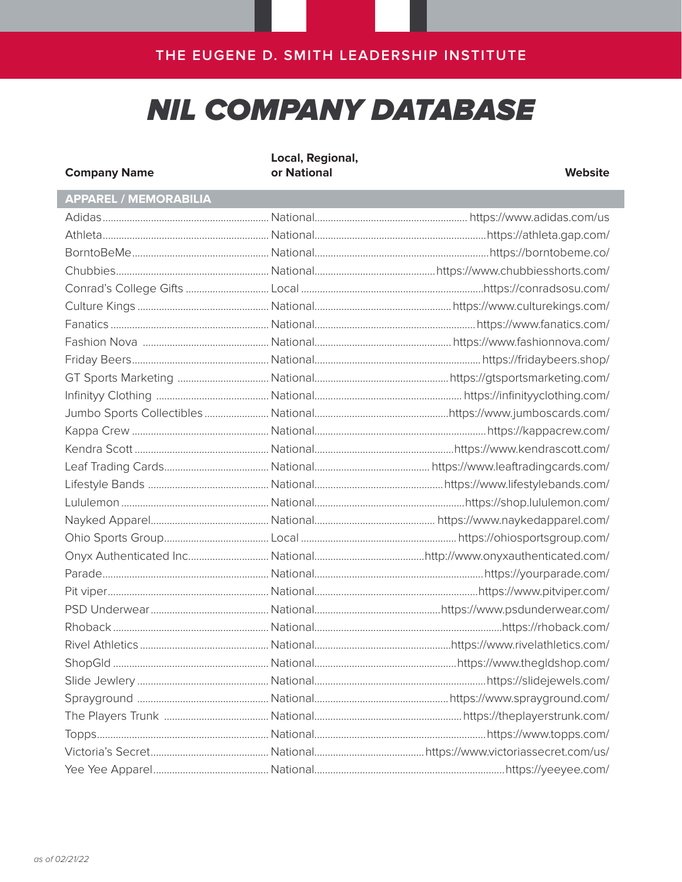THE EUGENE D. SMITH LEADERSHIP INSTITUTE

# NIL COMPANY DATABASE

| Company Name | Local, Regional, or National | Website |
|---|---|---|
| **APPAREL / MEMORABILIA** | | |
| Adidas | National | https://www.adidas.com/us |
| Athleta | National | https://athleta.gap.com/ |
| BorntoBeMe | National | https://borntobeme.co/ |
| Chubbies | National | https://www.chubbiesshorts.com/ |
| Conrad's College Gifts | Local | https://conradsosu.com/ |
| Culture Kings | National | https://www.culturekings.com/ |
| Fanatics | National | https://www.fanatics.com/ |
| Fashion Nova | National | https://www.fashionnova.com/ |
| Friday Beers | National | https://fridaybeers.shop/ |
| GT Sports Marketing | National | https://gtsportsmarketing.com/ |
| Infinityy Clothing | National | https://infinityyclothing.com/ |
| Jumbo Sports Collectibles | National | https://www.jumboscards.com/ |
| Kappa Crew | National | https://kappacrew.com/ |
| Kendra Scott | National | https://www.kendrascott.com/ |
| Leaf Trading Cards | National | https://www.leaftradingcards.com/ |
| Lifestyle Bands | National | https://www.lifestylebands.com/ |
| Lululemon | National | https://shop.lululemon.com/ |
| Nayked Apparel | National | https://www.naykedapparel.com/ |
| Ohio Sports Group | Local | https://ohiosportsgroup.com/ |
| Onyx Authenticated Inc. | National | http://www.onyxauthenticated.com/ |
| Parade | National | https://yourparade.com/ |
| Pit viper | National | https://www.pitviper.com/ |
| PSD Underwear | National | https://www.psdunderwear.com/ |
| Rhoback | National | https://rhoback.com/ |
| Rivel Athletics | National | https://www.rivelathletics.com/ |
| ShopGld | National | https://www.thegldshop.com/ |
| Slide Jewlery | National | https://slidejewels.com/ |
| Sprayground | National | https://www.sprayground.com/ |
| The Players Trunk | National | https://theplayerstrunk.com/ |
| Topps | National | https://www.topps.com/ |
| Victoria's Secret | National | https://www.victoriassecret.com/us/ |
| Yee Yee Apparel | National | https://yeeyee.com/ |

*as of 02/21/22*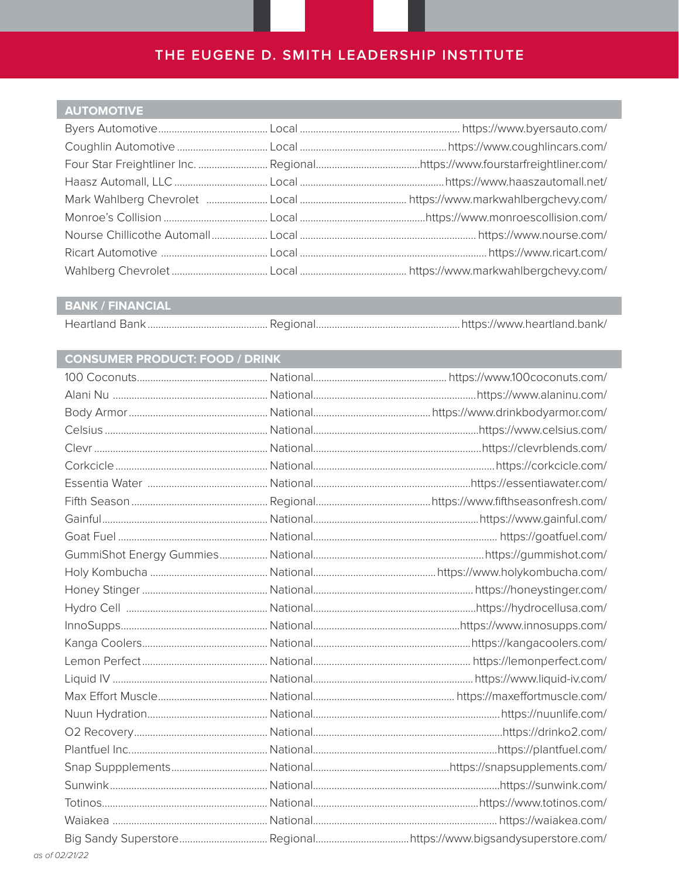# THE EUGENE D. SMITH LEADERSHIP INSTITUTE

## AUTOMOTIVE

| Company | Scope | Website |
|---|---|---|
| Byers Automotive | Local | https://www.byersauto.com/ |
| Coughlin Automotive | Local | https://www.coughlincars.com/ |
| Four Star Freightliner Inc. | Regional | https://www.fourstarfreightliner.com/ |
| Haasz Automall, LLC | Local | https://www.haaszautomall.net/ |
| Mark Wahlberg Chevrolet | Local | https://www.markwahlbergchevy.com/ |
| Monroe's Collision | Local | https://www.monroescollision.com/ |
| Nourse Chillicothe Automall | Local | https://www.nourse.com/ |
| Ricart Automotive | Local | https://www.ricart.com/ |
| Wahlberg Chevrolet | Local | https://www.markwahlbergchevy.com/ |

## BANK / FINANCIAL

| Company | Scope | Website |
|---|---|---|
| Heartland Bank | Regional | https://www.heartland.bank/ |

## CONSUMER PRODUCT: FOOD / DRINK

| Company | Scope | Website |
|---|---|---|
| 100 Coconuts | National | https://www.100coconuts.com/ |
| Alani Nu | National | https://www.alaninu.com/ |
| Body Armor | National | https://www.drinkbodyarmor.com/ |
| Celsius | National | https://www.celsius.com/ |
| Clevr | National | https://clevrblends.com/ |
| Corkcicle | National | https://corkcicle.com/ |
| Essentia Water | National | https://essentiawater.com/ |
| Fifth Season | Regional | https://www.fifthseasonfresh.com/ |
| Gainful | National | https://www.gainful.com/ |
| Goat Fuel | National | https://goatfuel.com/ |
| GummiShot Energy Gummies | National | https://gummishot.com/ |
| Holy Kombucha | National | https://www.holykombucha.com/ |
| Honey Stinger | National | https://honeystinger.com/ |
| Hydro Cell | National | https://hydrocellusa.com/ |
| InnoSupps | National | https://www.innosupps.com/ |
| Kanga Coolers | National | https://kangacoolers.com/ |
| Lemon Perfect | National | https://lemonperfect.com/ |
| Liquid IV | National | https://www.liquid-iv.com/ |
| Max Effort Muscle | National | https://maxeffortmuscle.com/ |
| Nuun Hydration | National | https://nuunlife.com/ |
| O2 Recovery | National | https://drinko2.com/ |
| Plantfuel Inc. | National | https://plantfuel.com/ |
| Snap Suppplements | National | https://snapsupplements.com/ |
| Sunwink | National | https://sunwink.com/ |
| Totinos | National | https://www.totinos.com/ |
| Waiakea | National | https://waiakea.com/ |
| Big Sandy Superstore | Regional | https://www.bigsandysuperstore.com/ |

*as of 02/21/22*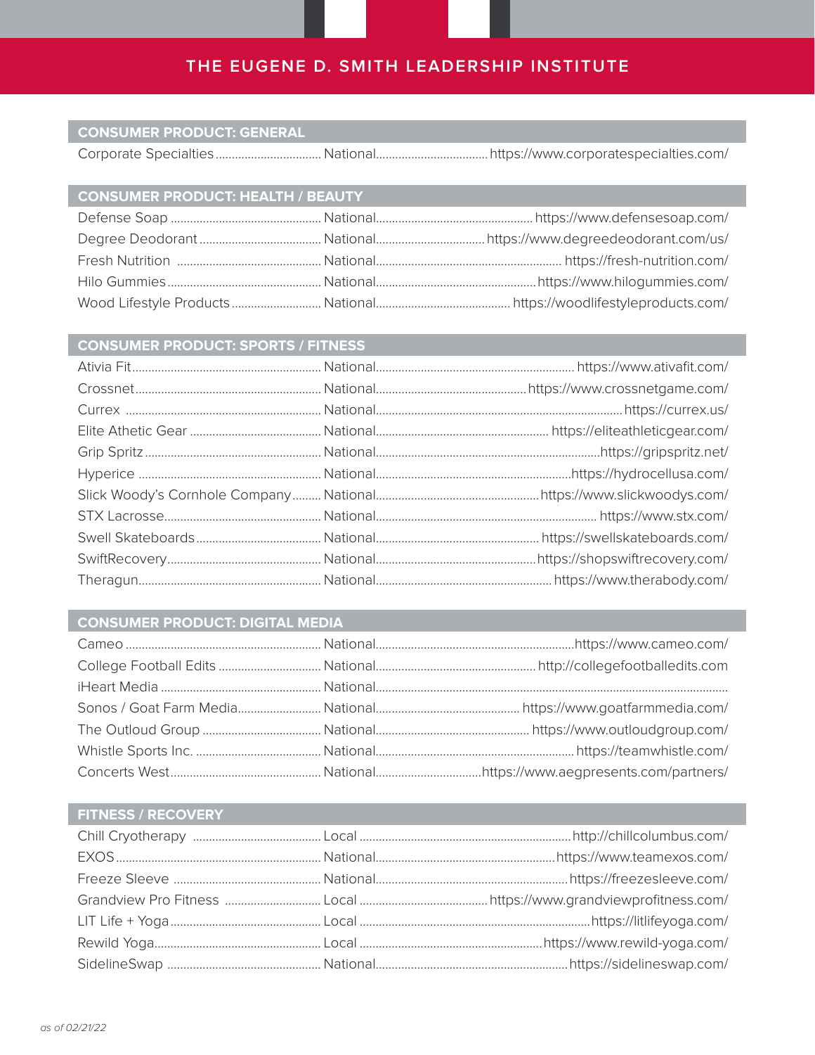## CONSUMER PRODUCT: GENERAL

| Company | Scope | Website |
|---|---|---|
| Corporate Specialties | National | https://www.corporatespecialties.com/ |

## CONSUMER PRODUCT: HEALTH / BEAUTY

| Company | Scope | Website |
|---|---|---|
| Defense Soap | National | https://www.defensesoap.com/ |
| Degree Deodorant | National | https://www.degreedeodorant.com/us/ |
| Fresh Nutrition | National | https://fresh-nutrition.com/ |
| Hilo Gummies | National | https://www.hilogummies.com/ |
| Wood Lifestyle Products | National | https://woodlifestyleproducts.com/ |

## CONSUMER PRODUCT: SPORTS / FITNESS

| Company | Scope | Website |
|---|---|---|
| Ativia Fit | National | https://www.ativafit.com/ |
| Crossnet | National | https://www.crossnetgame.com/ |
| Currex | National | https://currex.us/ |
| Elite Athetic Gear | National | https://eliteathleticgear.com/ |
| Grip Spritz | National | https://gripspritz.net/ |
| Hyperice | National | https://hydrocellusa.com/ |
| Slick Woody's Cornhole Company | National | https://www.slickwoodys.com/ |
| STX Lacrosse | National | https://www.stx.com/ |
| Swell Skateboards | National | https://swellskateboards.com/ |
| SwiftRecovery | National | https://shopswiftrecovery.com/ |
| Theragun | National | https://www.therabody.com/ |

## CONSUMER PRODUCT: DIGITAL MEDIA

| Company | Scope | Website |
|---|---|---|
| Cameo | National | https://www.cameo.com/ |
| College Football Edits | National | http://collegefootballedits.com |
| iHeart Media | National | |
| Sonos / Goat Farm Media | National | https://www.goatfarmmedia.com/ |
| The Outloud Group | National | https://www.outloudgroup.com/ |
| Whistle Sports Inc. | National | https://teamwhistle.com/ |
| Concerts West | National | https://www.aegpresents.com/partners/ |

## FITNESS / RECOVERY

| Company | Scope | Website |
|---|---|---|
| Chill Cryotherapy | Local | http://chillcolumbus.com/ |
| EXOS | National | https://www.teamexos.com/ |
| Freeze Sleeve | National | https://freezesleeve.com/ |
| Grandview Pro Fitness | Local | https://www.grandviewprofitness.com/ |
| LIT Life + Yoga | Local | https://litlifeyoga.com/ |
| Rewild Yoga | Local | https://www.rewild-yoga.com/ |
| SidelineSwap | National | https://sidelineswap.com/ |

*as of 02/21/22*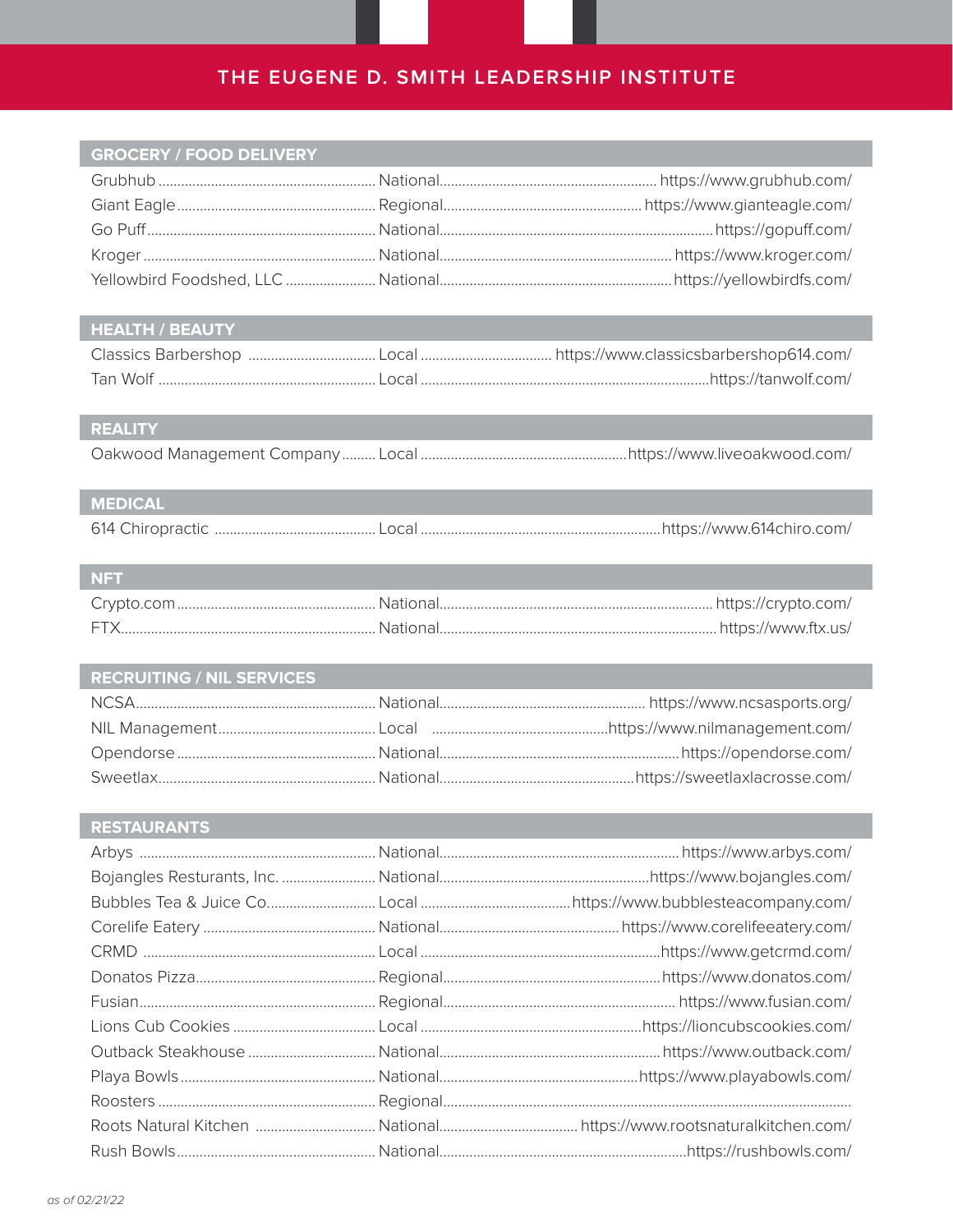# THE EUGENE D. SMITH LEADERSHIP INSTITUTE

## GROCERY / FOOD DELIVERY

| | | |
|---|---|---|
| Grubhub | National | https://www.grubhub.com/ |
| Giant Eagle | Regional | https://www.gianteagle.com/ |
| Go Puff | National | https://gopuff.com/ |
| Kroger | National | https://www.kroger.com/ |
| Yellowbird Foodshed, LLC | National | https://yellowbirdfs.com/ |

## HEALTH / BEAUTY

| | | |
|---|---|---|
| Classics Barbershop | Local | https://www.classicsbarbershop614.com/ |
| Tan Wolf | Local | https://tanwolf.com/ |

## REALITY

| | | |
|---|---|---|
| Oakwood Management Company | Local | https://www.liveoakwood.com/ |

## MEDICAL

| | | |
|---|---|---|
| 614 Chiropractic | Local | https://www.614chiro.com/ |

## NFT

| | | |
|---|---|---|
| Crypto.com | National | https://crypto.com/ |
| FTX | National | https://www.ftx.us/ |

## RECRUITING / NIL SERVICES

| | | |
|---|---|---|
| NCSA | National | https://www.ncsasports.org/ |
| NIL Management | Local | https://www.nilmanagement.com/ |
| Opendorse | National | https://opendorse.com/ |
| Sweetlax | National | https://sweetlaxlacrosse.com/ |

## RESTAURANTS

| | | |
|---|---|---|
| Arbys | National | https://www.arbys.com/ |
| Bojangles Resturants, Inc. | National | https://www.bojangles.com/ |
| Bubbles Tea & Juice Co. | Local | https://www.bubbleteacompany.com/ |
| Corelife Eatery | National | https://www.corelifeeatery.com/ |
| CRMD | Local | https://www.getcrmd.com/ |
| Donatos Pizza | Regional | https://www.donatos.com/ |
| Fusian | Regional | https://www.fusian.com/ |
| Lions Cub Cookies | Local | https://lioncubscookies.com/ |
| Outback Steakhouse | National | https://www.outback.com/ |
| Playa Bowls | National | https://www.playabowls.com/ |
| Roosters | Regional | |
| Roots Natural Kitchen | National | https://www.rootsnaturalkitchen.com/ |
| Rush Bowls | National | https://rushbowls.com/ |

*as of 02/21/22*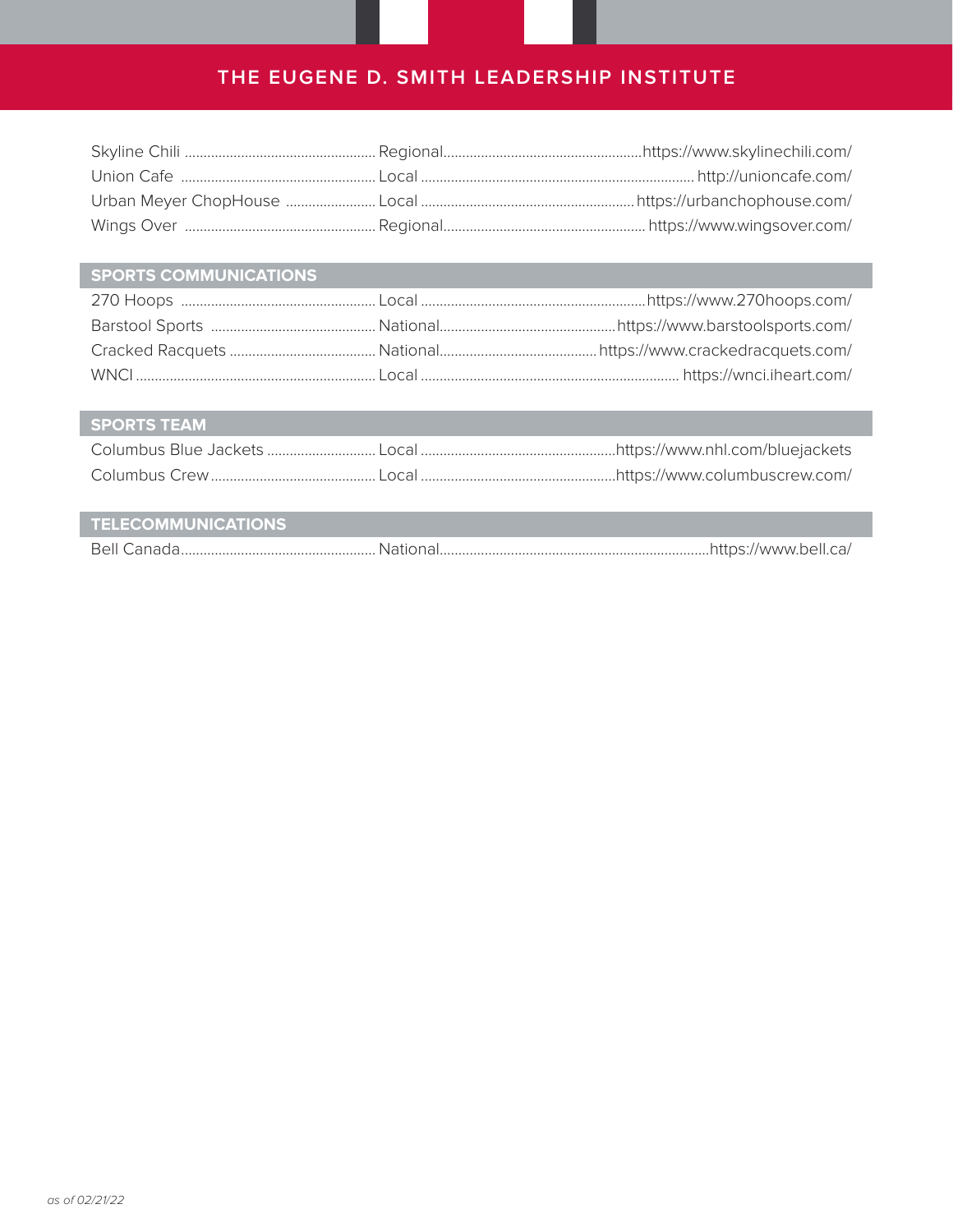| | | |
|---|---|---|
| Skyline Chili | Regional | https://www.skylinechili.com/ |
| Union Cafe | Local | http://unioncafe.com/ |
| Urban Meyer ChopHouse | Local | https://urbanchophouse.com/ |
| Wings Over | Regional | https://www.wingsover.com/ |

## SPORTS COMMUNICATIONS

| | | |
|---|---|---|
| 270 Hoops | Local | https://www.270hoops.com/ |
| Barstool Sports | National | https://www.barstoolsports.com/ |
| Cracked Racquets | National | https://www.crackedracquets.com/ |
| WNCI | Local | https://wnci.iheart.com/ |

## SPORTS TEAM

| | | |
|---|---|---|
| Columbus Blue Jackets | Local | https://www.nhl.com/bluejackets |
| Columbus Crew | Local | https://www.columbuscrew.com/ |

## TELECOMMUNICATIONS

| | | |
|---|---|---|
| Bell Canada | National | https://www.bell.ca/ |

*as of 02/21/22*